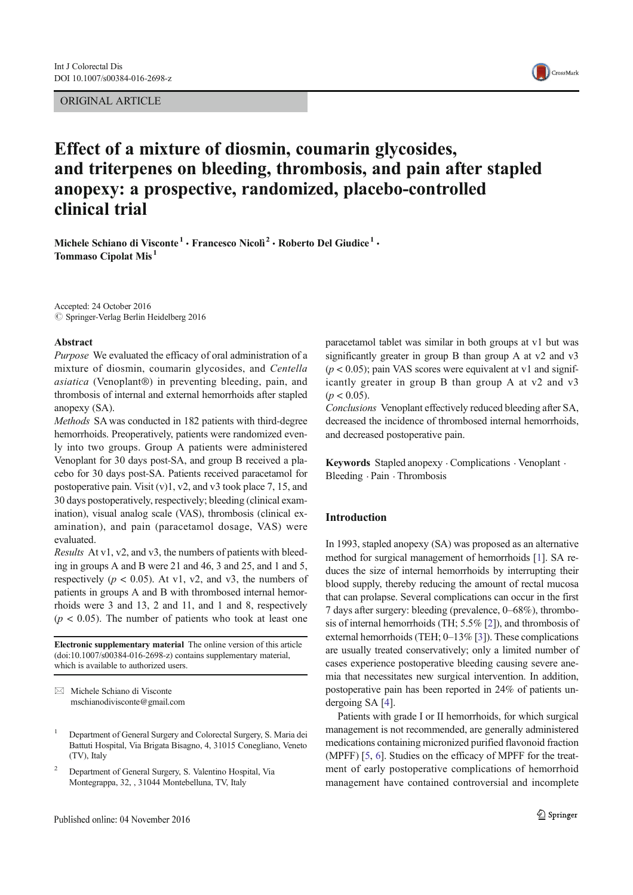ORIGINAL ARTICLE

# Effect of a mixture of diosmin, coumarin glycosides, and triterpenes on bleeding, thrombosis, and pain after stapled anopexy: a prospective, randomized, placebo-controlled clinical trial

**Michele Schiano di Visconte[1] · Francesco Nicolì[2] · Roberto Del Giudice[1] · Tommaso Cipolat Mis[1]**

Accepted: 24 October 2016
© Springer-Verlag Berlin Heidelberg 2016

## Abstract

*Purpose* We evaluated the efficacy of oral administration of a mixture of diosmin, coumarin glycosides, and *Centella asiatica* (Venoplant®) in preventing bleeding, pain, and thrombosis of internal and external hemorrhoids after stapled anopexy (SA).

*Methods* SA was conducted in 182 patients with third-degree hemorrhoids. Preoperatively, patients were randomized evenly into two groups. Group A patients were administered Venoplant for 30 days post-SA, and group B received a placebo for 30 days post-SA. Patients received paracetamol for postoperative pain. Visit (v)1, v2, and v3 took place 7, 15, and 30 days postoperatively, respectively; bleeding (clinical examination), visual analog scale (VAS), thrombosis (clinical examination), and pain (paracetamol dosage, VAS) were evaluated.

*Results* At v1, v2, and v3, the numbers of patients with bleeding in groups A and B were 21 and 46, 3 and 25, and 1 and 5, respectively ($p < 0.05$). At v1, v2, and v3, the numbers of patients in groups A and B with thrombosed internal hemorrhoids were 3 and 13, 2 and 11, and 1 and 8, respectively ($p < 0.05$). The number of patients who took at least one paracetamol tablet was similar in both groups at v1 but was significantly greater in group B than group A at v2 and v3 ($p < 0.05$); pain VAS scores were equivalent at v1 and significantly greater in group B than group A at v2 and v3 ($p < 0.05$).

*Conclusions* Venoplant effectively reduced bleeding after SA, decreased the incidence of thrombosed internal hemorrhoids, and decreased postoperative pain.

**Keywords** Stapled anopexy · Complications · Venoplant · Bleeding · Pain · Thrombosis

**Electronic supplementary material** The online version of this article (doi:10.1007/s00384-016-2698-z) contains supplementary material, which is available to authorized users.

✉ Michele Schiano di Visconte
mschianodivisconte@gmail.com

[1] Department of General Surgery and Colorectal Surgery, S. Maria dei Battuti Hospital, Via Brigata Bisagno, 4, 31015 Conegliano, Veneto (TV), Italy

[2] Department of General Surgery, S. Valentino Hospital, Via Montegrappa, 32, , 31044 Montebelluna, TV, Italy

## Introduction

In 1993, stapled anopexy (SA) was proposed as an alternative method for surgical management of hemorrhoids [1]. SA reduces the size of internal hemorrhoids by interrupting their blood supply, thereby reducing the amount of rectal mucosa that can prolapse. Several complications can occur in the first 7 days after surgery: bleeding (prevalence, 0–68%), thrombosis of internal hemorrhoids (TH; 5.5% [2]), and thrombosis of external hemorrhoids (TEH; 0–13% [3]). These complications are usually treated conservatively; only a limited number of cases experience postoperative bleeding causing severe anemia that necessitates new surgical intervention. In addition, postoperative pain has been reported in 24% of patients undergoing SA [4].

Patients with grade I or II hemorrhoids, for which surgical management is not recommended, are generally administered medications containing micronized purified flavonoid fraction (MPFF) [5, 6]. Studies on the efficacy of MPFF for the treatment of early postoperative complications of hemorrhoid management have contained controversial and incomplete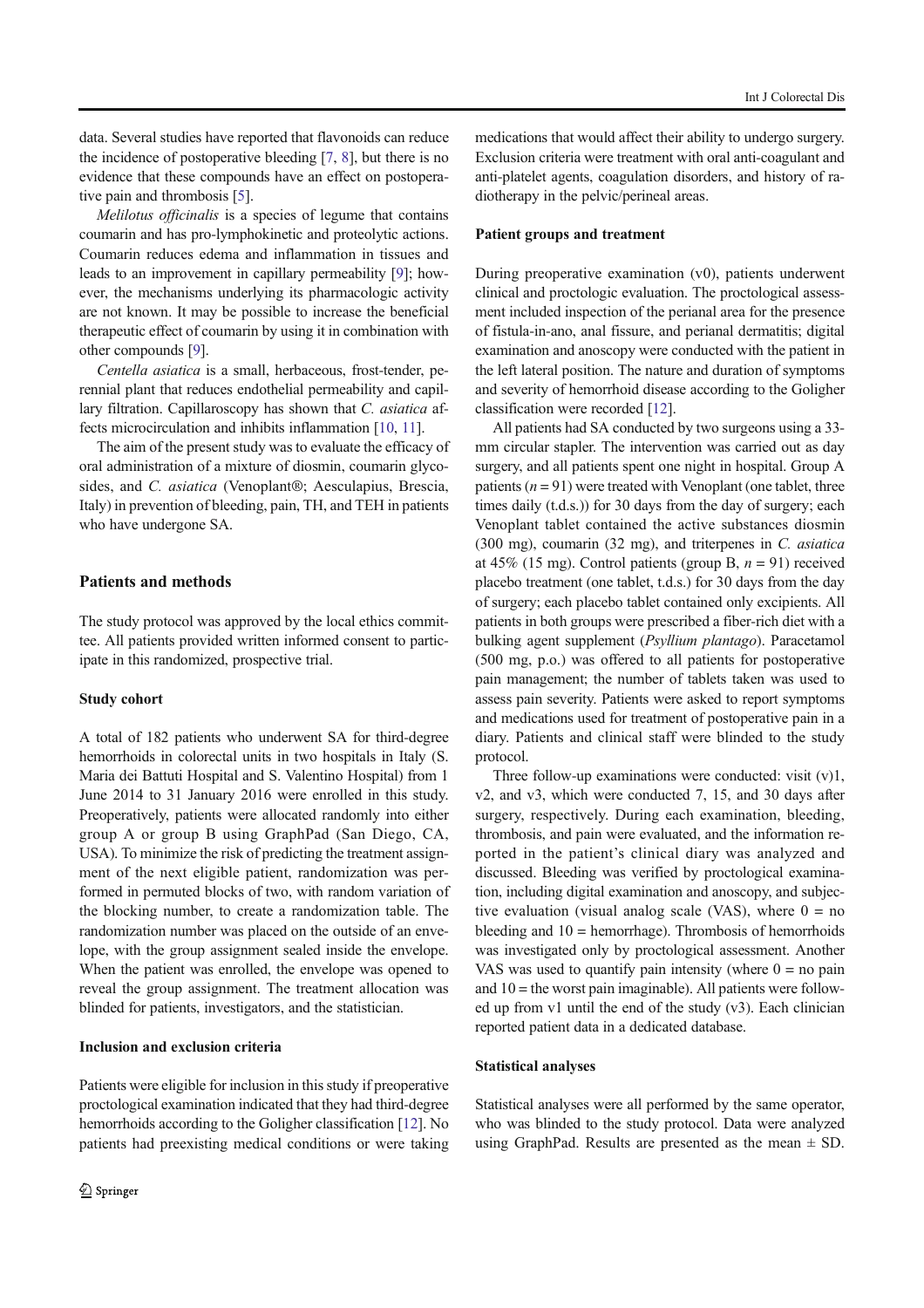data. Several studies have reported that flavonoids can reduce the incidence of postoperative bleeding [7, 8], but there is no evidence that these compounds have an effect on postoperative pain and thrombosis [5].

*Melilotus officinalis* is a species of legume that contains coumarin and has pro-lymphokinetic and proteolytic actions. Coumarin reduces edema and inflammation in tissues and leads to an improvement in capillary permeability [9]; however, the mechanisms underlying its pharmacologic activity are not known. It may be possible to increase the beneficial therapeutic effect of coumarin by using it in combination with other compounds [9].

*Centella asiatica* is a small, herbaceous, frost-tender, perennial plant that reduces endothelial permeability and capillary filtration. Capillaroscopy has shown that *C. asiatica* affects microcirculation and inhibits inflammation [10, 11].

The aim of the present study was to evaluate the efficacy of oral administration of a mixture of diosmin, coumarin glycosides, and *C. asiatica* (Venoplant®; Aesculapius, Brescia, Italy) in prevention of bleeding, pain, TH, and TEH in patients who have undergone SA.

## Patients and methods

The study protocol was approved by the local ethics committee. All patients provided written informed consent to participate in this randomized, prospective trial.

### Study cohort

A total of 182 patients who underwent SA for third-degree hemorrhoids in colorectal units in two hospitals in Italy (S. Maria dei Battuti Hospital and S. Valentino Hospital) from 1 June 2014 to 31 January 2016 were enrolled in this study. Preoperatively, patients were allocated randomly into either group A or group B using GraphPad (San Diego, CA, USA). To minimize the risk of predicting the treatment assignment of the next eligible patient, randomization was performed in permuted blocks of two, with random variation of the blocking number, to create a randomization table. The randomization number was placed on the outside of an envelope, with the group assignment sealed inside the envelope. When the patient was enrolled, the envelope was opened to reveal the group assignment. The treatment allocation was blinded for patients, investigators, and the statistician.

### Inclusion and exclusion criteria

Patients were eligible for inclusion in this study if preoperative proctological examination indicated that they had third-degree hemorrhoids according to the Goligher classification [12]. No patients had preexisting medical conditions or were taking medications that would affect their ability to undergo surgery. Exclusion criteria were treatment with oral anti-coagulant and anti-platelet agents, coagulation disorders, and history of radiotherapy in the pelvic/perineal areas.

### Patient groups and treatment

During preoperative examination (v0), patients underwent clinical and proctologic evaluation. The proctological assessment included inspection of the perianal area for the presence of fistula-in-ano, anal fissure, and perianal dermatitis; digital examination and anoscopy were conducted with the patient in the left lateral position. The nature and duration of symptoms and severity of hemorrhoid disease according to the Goligher classification were recorded [12].

All patients had SA conducted by two surgeons using a 33-mm circular stapler. The intervention was carried out as day surgery, and all patients spent one night in hospital. Group A patients ($n = 91$) were treated with Venoplant (one tablet, three times daily (t.d.s.)) for 30 days from the day of surgery; each Venoplant tablet contained the active substances diosmin (300 mg), coumarin (32 mg), and triterpenes in *C. asiatica* at 45% (15 mg). Control patients (group B, $n = 91$) received placebo treatment (one tablet, t.d.s.) for 30 days from the day of surgery; each placebo tablet contained only excipients. All patients in both groups were prescribed a fiber-rich diet with a bulking agent supplement (*Psyllium plantago*). Paracetamol (500 mg, p.o.) was offered to all patients for postoperative pain management; the number of tablets taken was used to assess pain severity. Patients were asked to report symptoms and medications used for treatment of postoperative pain in a diary. Patients and clinical staff were blinded to the study protocol.

Three follow-up examinations were conducted: visit (v)1, v2, and v3, which were conducted 7, 15, and 30 days after surgery, respectively. During each examination, bleeding, thrombosis, and pain were evaluated, and the information reported in the patient's clinical diary was analyzed and discussed. Bleeding was verified by proctological examination, including digital examination and anoscopy, and subjective evaluation (visual analog scale (VAS), where 0 = no bleeding and 10 = hemorrhage). Thrombosis of hemorrhoids was investigated only by proctological assessment. Another VAS was used to quantify pain intensity (where 0 = no pain and 10 = the worst pain imaginable). All patients were followed up from v1 until the end of the study (v3). Each clinician reported patient data in a dedicated database.

### Statistical analyses

Statistical analyses were all performed by the same operator, who was blinded to the study protocol. Data were analyzed using GraphPad. Results are presented as the mean ± SD.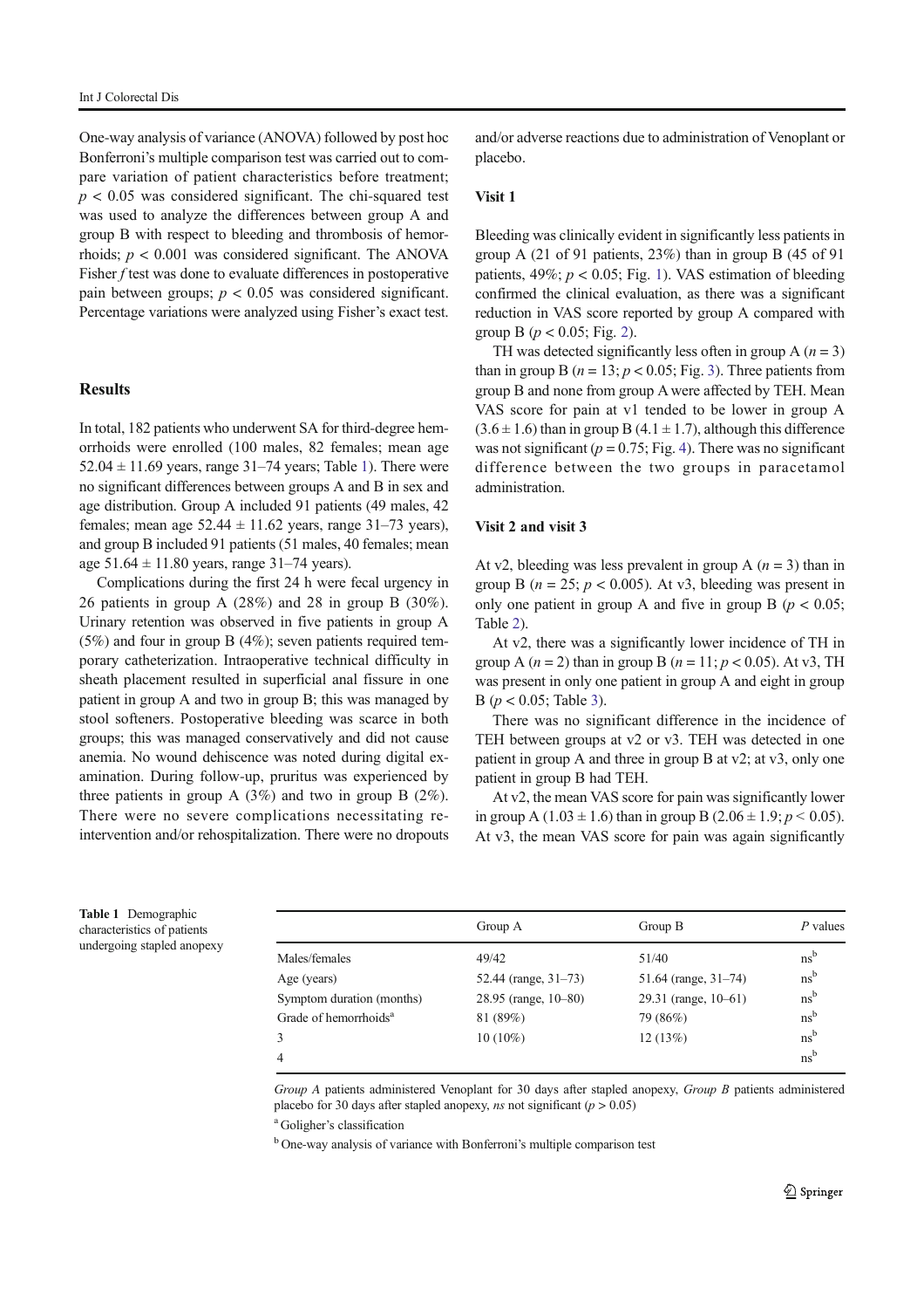One-way analysis of variance (ANOVA) followed by post hoc Bonferroni's multiple comparison test was carried out to compare variation of patient characteristics before treatment; $p < 0.05$ was considered significant. The chi-squared test was used to analyze the differences between group A and group B with respect to bleeding and thrombosis of hemorrhoids; $p < 0.001$ was considered significant. The ANOVA Fisher *f* test was done to evaluate differences in postoperative pain between groups; $p < 0.05$ was considered significant. Percentage variations were analyzed using Fisher's exact test.

## Results

In total, 182 patients who underwent SA for third-degree hemorrhoids were enrolled (100 males, 82 females; mean age $52.04 \pm 11.69$ years, range 31–74 years; Table 1). There were no significant differences between groups A and B in sex and age distribution. Group A included 91 patients (49 males, 42 females; mean age $52.44 \pm 11.62$ years, range 31–73 years), and group B included 91 patients (51 males, 40 females; mean age $51.64 \pm 11.80$ years, range 31–74 years).

Complications during the first 24 h were fecal urgency in 26 patients in group A (28%) and 28 in group B (30%). Urinary retention was observed in five patients in group A (5%) and four in group B (4%); seven patients required temporary catheterization. Intraoperative technical difficulty in sheath placement resulted in superficial anal fissure in one patient in group A and two in group B; this was managed by stool softeners. Postoperative bleeding was scarce in both groups; this was managed conservatively and did not cause anemia. No wound dehiscence was noted during digital examination. During follow-up, pruritus was experienced by three patients in group A (3%) and two in group B (2%). There were no severe complications necessitating re-intervention and/or rehospitalization. There were no dropouts and/or adverse reactions due to administration of Venoplant or placebo.

### Visit 1

Bleeding was clinically evident in significantly less patients in group A (21 of 91 patients, 23%) than in group B (45 of 91 patients, 49%; $p < 0.05$; Fig. 1). VAS estimation of bleeding confirmed the clinical evaluation, as there was a significant reduction in VAS score reported by group A compared with group B ($p < 0.05$; Fig. 2).

TH was detected significantly less often in group A ($n = 3$) than in group B ($n = 13$; $p < 0.05$; Fig. 3). Three patients from group B and none from group A were affected by TEH. Mean VAS score for pain at v1 tended to be lower in group A ($3.6 \pm 1.6$) than in group B ($4.1 \pm 1.7$), although this difference was not significant ($p = 0.75$; Fig. 4). There was no significant difference between the two groups in paracetamol administration.

### Visit 2 and visit 3

At v2, bleeding was less prevalent in group A ($n = 3$) than in group B ($n = 25$; $p < 0.005$). At v3, bleeding was present in only one patient in group A and five in group B ($p < 0.05$; Table 2).

At v2, there was a significantly lower incidence of TH in group A ($n = 2$) than in group B ($n = 11$; $p < 0.05$). At v3, TH was present in only one patient in group A and eight in group B ($p < 0.05$; Table 3).

There was no significant difference in the incidence of TEH between groups at v2 or v3. TEH was detected in one patient in group A and three in group B at v2; at v3, only one patient in group B had TEH.

At v2, the mean VAS score for pain was significantly lower in group A ($1.03 \pm 1.6$) than in group B ($2.06 \pm 1.9$; $p < 0.05$). At v3, the mean VAS score for pain was again significantly

**Table 1** Demographic characteristics of patients undergoing stapled anopexy

| | Group A | Group B | *P* values |
|---|---|---|---|
| Males/females | 49/42 | 51/40 | ns[b] |
| Age (years) | 52.44 (range, 31–73) | 51.64 (range, 31–74) | ns[b] |
| Symptom duration (months) | 28.95 (range, 10–80) | 29.31 (range, 10–61) | ns[b] |
| Grade of hemorrhoids[a] | 81 (89%) | 79 (86%) | ns[b] |
| 3 | 10 (10%) | 12 (13%) | ns[b] |
| 4 | | | ns[b] |

*Group A* patients administered Venoplant for 30 days after stapled anopexy, *Group B* patients administered placebo for 30 days after stapled anopexy, *ns* not significant ($p > 0.05$)

[a] Goligher's classification

[b] One-way analysis of variance with Bonferroni's multiple comparison test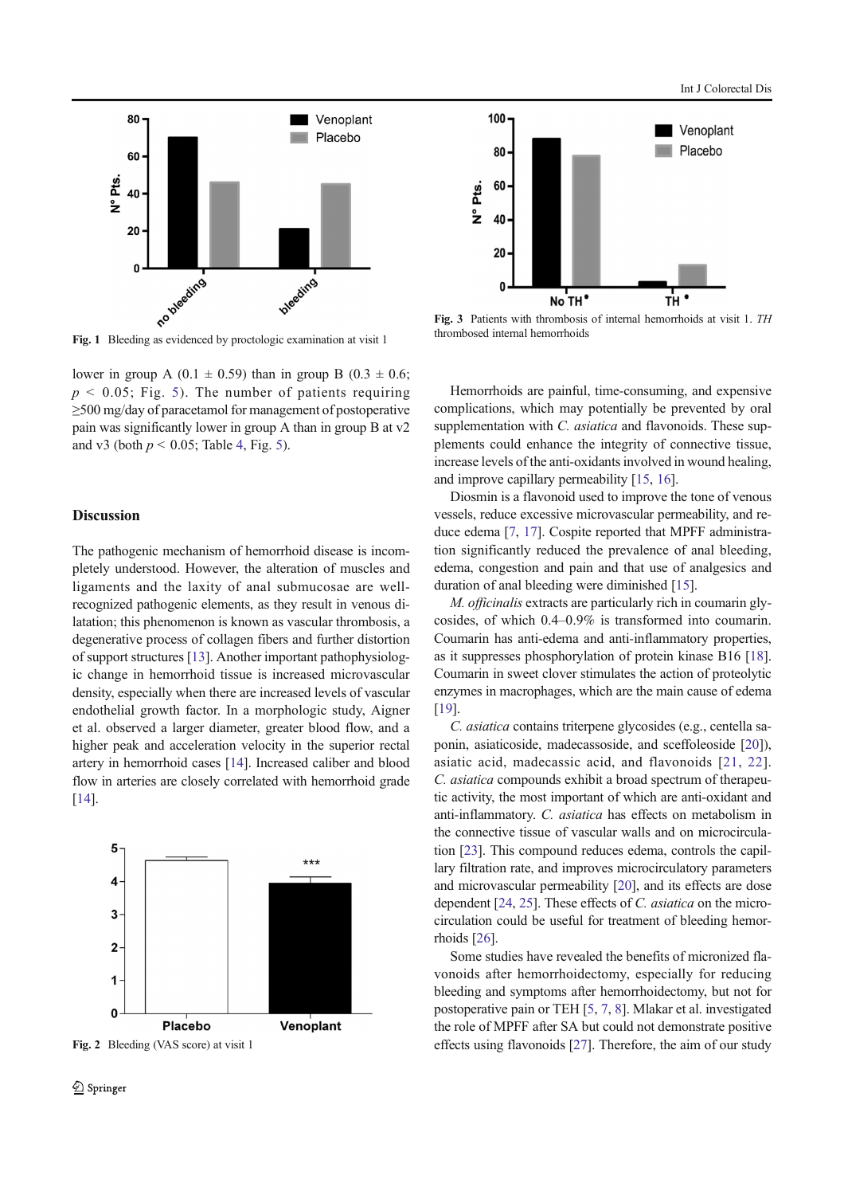Fig. 1 Bleeding as evidenced by proctologic examination at visit 1

Fig. 3 Patients with thrombosis of internal hemorrhoids at visit 1. *TH* thrombosed internal hemorrhoids

lower in group A (0.1 ± 0.59) than in group B (0.3 ± 0.6; $p < 0.05$; Fig. 5). The number of patients requiring ≥500 mg/day of paracetamol for management of postoperative pain was significantly lower in group A than in group B at v2 and v3 (both $p < 0.05$; Table 4, Fig. 5).

## Discussion

The pathogenic mechanism of hemorrhoid disease is incompletely understood. However, the alteration of muscles and ligaments and the laxity of anal submucosae are well-recognized pathogenic elements, as they result in venous dilatation; this phenomenon is known as vascular thrombosis, a degenerative process of collagen fibers and further distortion of support structures [13]. Another important pathophysiologic change in hemorrhoid tissue is increased microvascular density, especially when there are increased levels of vascular endothelial growth factor. In a morphologic study, Aigner et al. observed a larger diameter, greater blood flow, and a higher peak and acceleration velocity in the superior rectal artery in hemorrhoid cases [14]. Increased caliber and blood flow in arteries are closely correlated with hemorrhoid grade [14].

Fig. 2 Bleeding (VAS score) at visit 1

Hemorrhoids are painful, time-consuming, and expensive complications, which may potentially be prevented by oral supplementation with *C. asiatica* and flavonoids. These supplements could enhance the integrity of connective tissue, increase levels of the anti-oxidants involved in wound healing, and improve capillary permeability [15, 16].

Diosmin is a flavonoid used to improve the tone of venous vessels, reduce excessive microvascular permeability, and reduce edema [7, 17]. Cospite reported that MPFF administration significantly reduced the prevalence of anal bleeding, edema, congestion and pain and that use of analgesics and duration of anal bleeding were diminished [15].

*M. officinalis* extracts are particularly rich in coumarin glycosides, of which 0.4–0.9% is transformed into coumarin. Coumarin has anti-edema and anti-inflammatory properties, as it suppresses phosphorylation of protein kinase B16 [18]. Coumarin in sweet clover stimulates the action of proteolytic enzymes in macrophages, which are the main cause of edema [19].

*C. asiatica* contains triterpene glycosides (e.g., centella saponin, asiaticoside, madecassoside, and sceffoleoside [20]), asiatic acid, madecassic acid, and flavonoids [21, 22]. *C. asiatica* compounds exhibit a broad spectrum of therapeutic activity, the most important of which are anti-oxidant and anti-inflammatory. *C. asiatica* has effects on metabolism in the connective tissue of vascular walls and on microcirculation [23]. This compound reduces edema, controls the capillary filtration rate, and improves microcirculatory parameters and microvascular permeability [20], and its effects are dose dependent [24, 25]. These effects of *C. asiatica* on the microcirculation could be useful for treatment of bleeding hemorrhoids [26].

Some studies have revealed the benefits of micronized flavonoids after hemorrhoidectomy, especially for reducing bleeding and symptoms after hemorrhoidectomy, but not for postoperative pain or TEH [5, 7, 8]. Mlakar et al. investigated the role of MPFF after SA but could not demonstrate positive effects using flavonoids [27]. Therefore, the aim of our study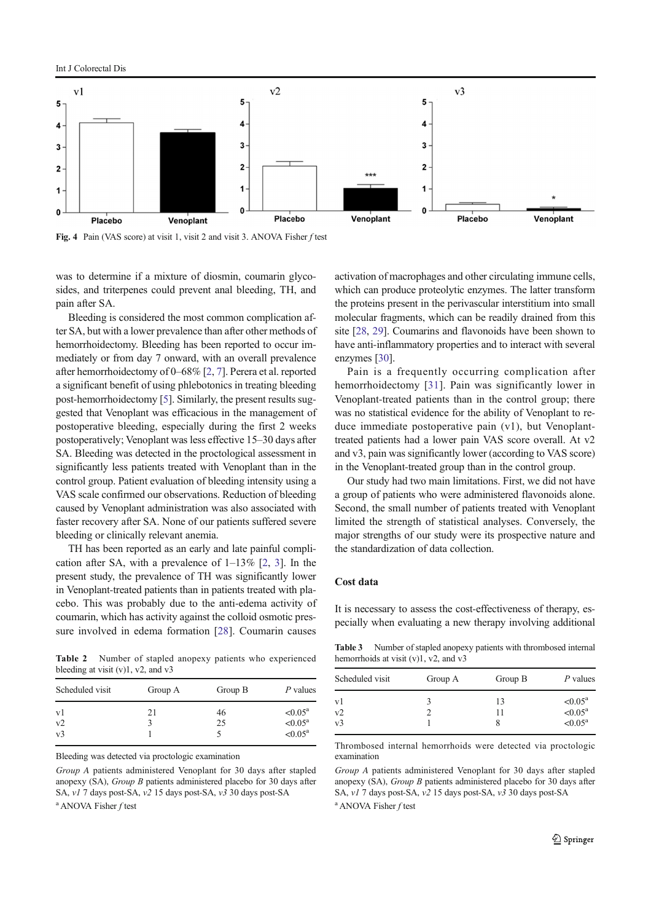Fig. 4 Pain (VAS score) at visit 1, visit 2 and visit 3. ANOVA Fisher *f* test

was to determine if a mixture of diosmin, coumarin glycosides, and triterpenes could prevent anal bleeding, TH, and pain after SA.

Bleeding is considered the most common complication after SA, but with a lower prevalence than after other methods of hemorrhoidectomy. Bleeding has been reported to occur immediately or from day 7 onward, with an overall prevalence after hemorrhoidectomy of 0–68% [2, 7]. Perera et al. reported a significant benefit of using phlebotonics in treating bleeding post-hemorrhoidectomy [5]. Similarly, the present results suggested that Venoplant was efficacious in the management of postoperative bleeding, especially during the first 2 weeks postoperatively; Venoplant was less effective 15–30 days after SA. Bleeding was detected in the proctological assessment in significantly less patients treated with Venoplant than in the control group. Patient evaluation of bleeding intensity using a VAS scale confirmed our observations. Reduction of bleeding caused by Venoplant administration was also associated with faster recovery after SA. None of our patients suffered severe bleeding or clinically relevant anemia.

TH has been reported as an early and late painful complication after SA, with a prevalence of 1–13% [2, 3]. In the present study, the prevalence of TH was significantly lower in Venoplant-treated patients than in patients treated with placebo. This was probably due to the anti-edema activity of coumarin, which has activity against the colloid osmotic pressure involved in edema formation [28]. Coumarin causes activation of macrophages and other circulating immune cells, which can produce proteolytic enzymes. The latter transform the proteins present in the perivascular interstitium into small molecular fragments, which can be readily drained from this site [28, 29]. Coumarins and flavonoids have been shown to have anti-inflammatory properties and to interact with several enzymes [30].

Pain is a frequently occurring complication after hemorrhoidectomy [31]. Pain was significantly lower in Venoplant-treated patients than in the control group; there was no statistical evidence for the ability of Venoplant to reduce immediate postoperative pain (v1), but Venoplant-treated patients had a lower pain VAS score overall. At v2 and v3, pain was significantly lower (according to VAS score) in the Venoplant-treated group than in the control group.

Our study had two main limitations. First, we did not have a group of patients who were administered flavonoids alone. Second, the small number of patients treated with Venoplant limited the strength of statistical analyses. Conversely, the major strengths of our study were its prospective nature and the standardization of data collection.

**Table 2** Number of stapled anopexy patients who experienced bleeding at visit (v)1, v2, and v3

| Scheduled visit | Group A | Group B | *P* values |
|---|---|---|---|
| v1 | 21 | 46 | <0.05[a] |
| v2 | 3 | 25 | <0.05[a] |
| v3 | 1 | 5 | <0.05[a] |

Bleeding was detected via proctologic examination

*Group A* patients administered Venoplant for 30 days after stapled anopexy (SA), *Group B* patients administered placebo for 30 days after SA, *v1* 7 days post-SA, *v2* 15 days post-SA, *v3* 30 days post-SA

[a] ANOVA Fisher *f* test

## Cost data

It is necessary to assess the cost-effectiveness of therapy, especially when evaluating a new therapy involving additional

**Table 3** Number of stapled anopexy patients with thrombosed internal hemorrhoids at visit (v)1, v2, and v3

| Scheduled visit | Group A | Group B | *P* values |
|---|---|---|---|
| v1 | 3 | 13 | <0.05[a] |
| v2 | 2 | 11 | <0.05[a] |
| v3 | 1 | 8 | <0.05[a] |

Thrombosed internal hemorrhoids were detected via proctologic examination

*Group A* patients administered Venoplant for 30 days after stapled anopexy (SA), *Group B* patients administered placebo for 30 days after SA, *v1* 7 days post-SA, *v2* 15 days post-SA, *v3* 30 days post-SA

[a] ANOVA Fisher *f* test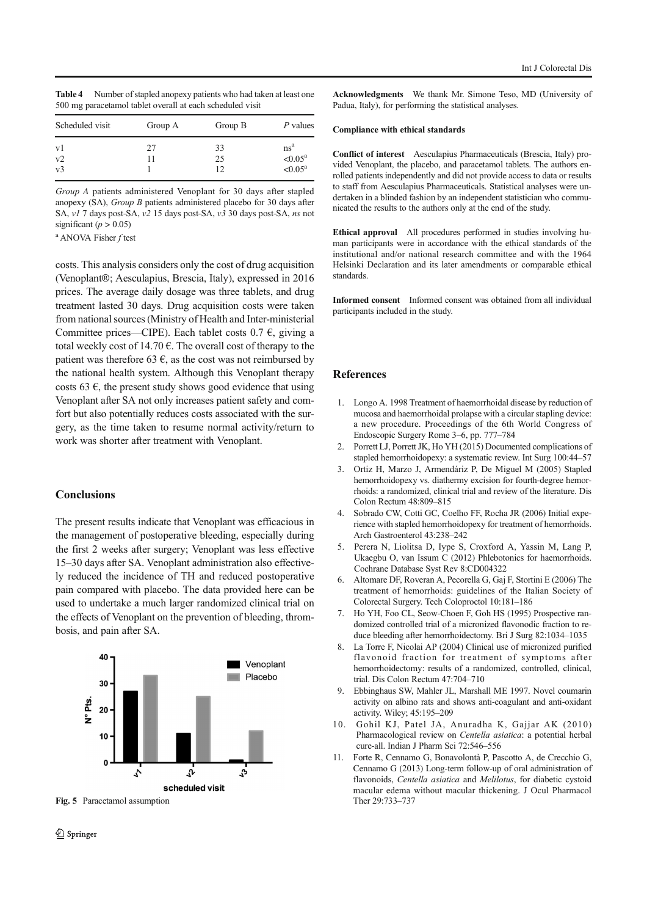**Table 4** Number of stapled anopexy patients who had taken at least one 500 mg paracetamol tablet overall at each scheduled visit

| Scheduled visit | Group A | Group B | *P* values |
|---|---|---|---|
| v1 | 27 | 33 | ns[a] |
| v2 | 11 | 25 | <0.05[a] |
| v3 | 1 | 12 | <0.05[a] |

*Group A* patients administered Venoplant for 30 days after stapled anopexy (SA), *Group B* patients administered placebo for 30 days after SA, *v1* 7 days post-SA, *v2* 15 days post-SA, *v3* 30 days post-SA, *ns* not significant ($p > 0.05$)

[a] ANOVA Fisher *f* test

costs. This analysis considers only the cost of drug acquisition (Venoplant®; Aesculapius, Brescia, Italy), expressed in 2016 prices. The average daily dosage was three tablets, and drug treatment lasted 30 days. Drug acquisition costs were taken from national sources (Ministry of Health and Inter-ministerial Committee prices—CIPE). Each tablet costs 0.7 €, giving a total weekly cost of 14.70 €. The overall cost of therapy to the patient was therefore 63 €, as the cost was not reimbursed by the national health system. Although this Venoplant therapy costs 63 €, the present study shows good evidence that using Venoplant after SA not only increases patient safety and comfort but also potentially reduces costs associated with the surgery, as the time taken to resume normal activity/return to work was shorter after treatment with Venoplant.

## Conclusions

The present results indicate that Venoplant was efficacious in the management of postoperative bleeding, especially during the first 2 weeks after surgery; Venoplant was less effective 15–30 days after SA. Venoplant administration also effectively reduced the incidence of TH and reduced postoperative pain compared with placebo. The data provided here can be used to undertake a much larger randomized clinical trial on the effects of Venoplant on the prevention of bleeding, thrombosis, and pain after SA.

**Fig. 5** Paracetamol assumption

**Acknowledgments** We thank Mr. Simone Teso, MD (University of Padua, Italy), for performing the statistical analyses.

**Compliance with ethical standards**

**Conflict of interest** Aesculapius Pharmaceuticals (Brescia, Italy) provided Venoplant, the placebo, and paracetamol tablets. The authors enrolled patients independently and did not provide access to data or results to staff from Aesculapius Pharmaceuticals. Statistical analyses were undertaken in a blinded fashion by an independent statistician who communicated the results to the authors only at the end of the study.

**Ethical approval** All procedures performed in studies involving human participants were in accordance with the ethical standards of the institutional and/or national research committee and with the 1964 Helsinki Declaration and its later amendments or comparable ethical standards.

**Informed consent** Informed consent was obtained from all individual participants included in the study.

## References

1. Longo A. 1998 Treatment of haemorrhoidal disease by reduction of mucosa and haemorrhoidal prolapse with a circular stapling device: a new procedure. Proceedings of the 6th World Congress of Endoscopic Surgery Rome 3–6, pp. 777–784
2. Porrett LJ, Porrett JK, Ho YH (2015) Documented complications of stapled hemorrhoidopexy: a systematic review. Int Surg 100:44–57
3. Ortiz H, Marzo J, Armendáriz P, De Miguel M (2005) Stapled hemorrhoidopexy vs. diathermy excision for fourth-degree hemorrhoids: a randomized, clinical trial and review of the literature. Dis Colon Rectum 48:809–815
4. Sobrado CW, Cotti GC, Coelho FF, Rocha JR (2006) Initial experience with stapled hemorrhoidopexy for treatment of hemorrhoids. Arch Gastroenterol 43:238–242
5. Perera N, Liolitsa D, Iype S, Croxford A, Yassin M, Lang P, Ukaegbu O, van Issum C (2012) Phlebotonics for haemorrhoids. Cochrane Database Syst Rev 8:CD004322
6. Altomare DF, Roveran A, Pecorella G, Gaj F, Stortini E (2006) The treatment of hemorrhoids: guidelines of the Italian Society of Colorectal Surgery. Tech Coloproctol 10:181–186
7. Ho YH, Foo CL, Seow-Choen F, Goh HS (1995) Prospective randomized controlled trial of a micronized flavonodic fraction to reduce bleeding after hemorrhoidectomy. Bri J Surg 82:1034–1035
8. La Torre F, Nicolai AP (2004) Clinical use of micronized purified flavonoid fraction for treatment of symptoms after hemorrhoidectomy: results of a randomized, controlled, clinical, trial. Dis Colon Rectum 47:704–710
9. Ebbinghaus SW, Mahler JL, Marshall ME 1997. Novel coumarin activity on albino rats and shows anti-coagulant and anti-oxidant activity. Wiley; 45:195–209
10. Gohil KJ, Patel JA, Anuradha K, Gajjar AK (2010) Pharmacological review on *Centella asiatica*: a potential herbal cure-all. Indian J Pharm Sci 72:546–556
11. Forte R, Cennamo G, Bonavolontà P, Pascotto A, de Crecchio G, Cennamo G (2013) Long-term follow-up of oral administration of flavonoids, *Centella asiatica* and *Melilotus*, for diabetic cystoid macular edema without macular thickening. J Ocul Pharmacol Ther 29:733–737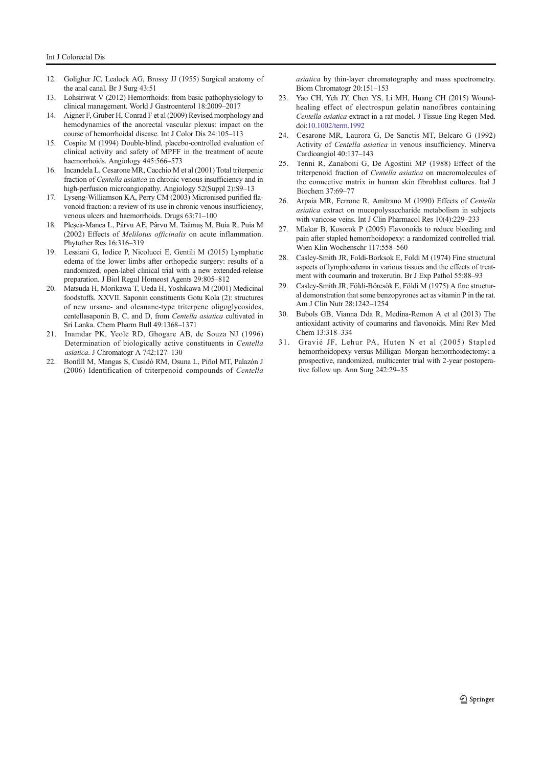12. Goligher JC, Lealock AG, Brossy JJ (1955) Surgical anatomy of the anal canal. Br J Surg 43:51
13. Lohsiriwat V (2012) Hemorrhoids: from basic pathophysiology to clinical management. World J Gastroenterol 18:2009–2017
14. Aigner F, Gruber H, Conrad F et al (2009) Revised morphology and hemodynamics of the anorectal vascular plexus: impact on the course of hemorrhoidal disease. Int J Color Dis 24:105–113
15. Cospite M (1994) Double-blind, placebo-controlled evaluation of clinical activity and safety of MPFF in the treatment of acute haemorrhoids. Angiology 445:566–573
16. Incandela L, Cesarone MR, Cacchio M et al (2001) Total triterpenic fraction of *Centella asiatica* in chronic venous insufficiency and in high-perfusion microangiopathy. Angiology 52(Suppl 2):S9–13
17. Lyseng-Williamson KA, Perry CM (2003) Micronised purified flavonoid fraction: a review of its use in chronic venous insufficiency, venous ulcers and haemorrhoids. Drugs 63:71–100
18. Pleșca-Manea L, Pârvu AE, Pârvu M, Taămaș M, Buia R, Puia M (2002) Effects of *Melilotus officinalis* on acute inflammation. Phytother Res 16:316–319
19. Lessiani G, Iodice P, Nicolucci E, Gentili M (2015) Lymphatic edema of the lower limbs after orthopedic surgery: results of a randomized, open-label clinical trial with a new extended-release preparation. J Biol Regul Homeost Agents 29:805–812
20. Matsuda H, Morikawa T, Ueda H, Yoshikawa M (2001) Medicinal foodstuffs. XXVII. Saponin constituents Gotu Kola (2): structures of new ursane- and oleanane-type triterpene oligoglycosides, centellasaponin B, C, and D, from *Centella asiatica* cultivated in Sri Lanka. Chem Pharm Bull 49:1368–1371
21. Inamdar PK, Yeole RD, Ghogare AB, de Souza NJ (1996) Determination of biologically active constituents in *Centella asiatica*. J Chromatogr A 742:127–130
22. Bonfill M, Mangas S, Cusidó RM, Osuna L, Piñol MT, Palazón J (2006) Identification of triterpenoid compounds of *Centella asiatica* by thin-layer chromatography and mass spectrometry. Biom Chromatogr 20:151–153
23. Yao CH, Yeh JY, Chen YS, Li MH, Huang CH (2015) Wound-healing effect of electrospun gelatin nanofibres containing *Centella asiatica* extract in a rat model. J Tissue Eng Regen Med. doi:10.1002/term.1992
24. Cesarone MR, Laurora G, De Sanctis MT, Belcaro G (1992) Activity of *Centella asiatica* in venous insufficiency. Minerva Cardioangiol 40:137–143
25. Tenni R, Zanaboni G, De Agostini MP (1988) Effect of the triterpenoid fraction of *Centella asiatica* on macromolecules of the connective matrix in human skin fibroblast cultures. Ital J Biochem 37:69–77
26. Arpaia MR, Ferrone R, Amitrano M (1990) Effects of *Centella asiatica* extract on mucopolysaccharide metabolism in subjects with varicose veins. Int J Clin Pharmacol Res 10(4):229–233
27. Mlakar B, Kosorok P (2005) Flavonoids to reduce bleeding and pain after stapled hemorrhoidopexy: a randomized controlled trial. Wien Klin Wochenschr 117:558–560
28. Casley-Smith JR, Foldi-Borksok E, Foldi M (1974) Fine structural aspects of lymphoedema in various tissues and the effects of treatment with coumarin and troxerutin. Br J Exp Pathol 55:88–93
29. Casley-Smith JR, Földi-Börcsök E, Földi M (1975) A fine structural demonstration that some benzopyrones act as vitamin P in the rat. Am J Clin Nutr 28:1242–1254
30. Bubols GB, Vianna Dda R, Medina-Remon A et al (2013) The antioxidant activity of coumarins and flavonoids. Mini Rev Med Chem 13:318–334
31. Gravié JF, Lehur PA, Huten N et al (2005) Stapled hemorrhoidopexy versus Milligan–Morgan hemorrhoidectomy: a prospective, randomized, multicenter trial with 2-year postoperative follow up. Ann Surg 242:29–35